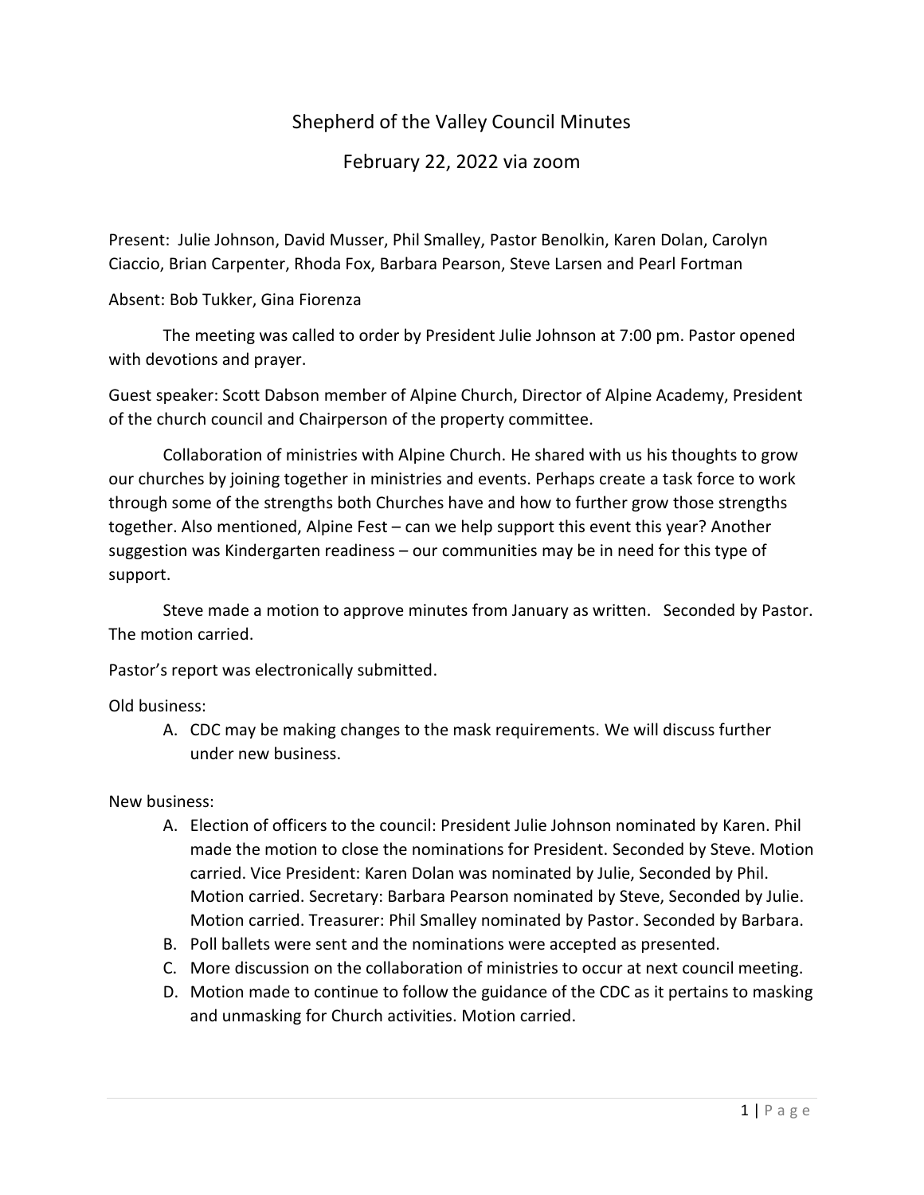# Shepherd of the Valley Council Minutes

## February 22, 2022 via zoom

Present: Julie Johnson, David Musser, Phil Smalley, Pastor Benolkin, Karen Dolan, Carolyn Ciaccio, Brian Carpenter, Rhoda Fox, Barbara Pearson, Steve Larsen and Pearl Fortman

Absent: Bob Tukker, Gina Fiorenza

The meeting was called to order by President Julie Johnson at 7:00 pm. Pastor opened with devotions and prayer.

Guest speaker: Scott Dabson member of Alpine Church, Director of Alpine Academy, President of the church council and Chairperson of the property committee.

Collaboration of ministries with Alpine Church. He shared with us his thoughts to grow our churches by joining together in ministries and events. Perhaps create a task force to work through some of the strengths both Churches have and how to further grow those strengths together. Also mentioned, Alpine Fest – can we help support this event this year? Another suggestion was Kindergarten readiness – our communities may be in need for this type of support.

Steve made a motion to approve minutes from January as written. Seconded by Pastor. The motion carried.

Pastor's report was electronically submitted.

Old business:

A. CDC may be making changes to the mask requirements. We will discuss further under new business.

New business:

A. Election of officers to the council: President Julie Johnson nominated by Karen. Phil made the motion to close the nominations for President. Seconded by Steve. Motion carried. Vice President: Karen Dolan was nominated by Julie, Seconded by Phil. Motion carried. Secretary: Barbara Pearson nominated by Steve, Seconded by Julie. Motion carried. Treasurer: Phil Smalley nominated by Pastor. Seconded by Barbara.
B. Poll ballets were sent and the nominations were accepted as presented.
C. More discussion on the collaboration of ministries to occur at next council meeting.
D. Motion made to continue to follow the guidance of the CDC as it pertains to masking and unmasking for Church activities. Motion carried.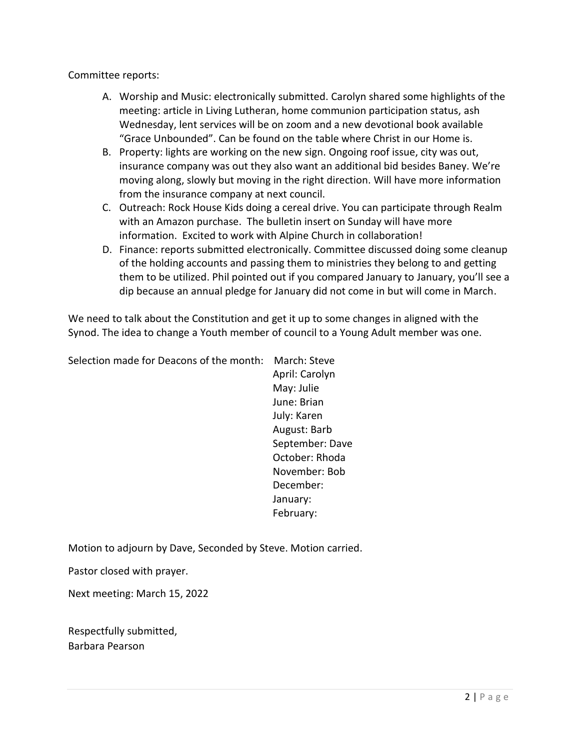Committee reports:

A. Worship and Music: electronically submitted. Carolyn shared some highlights of the meeting: article in Living Lutheran, home communion participation status, ash Wednesday, lent services will be on zoom and a new devotional book available “Grace Unbounded”. Can be found on the table where Christ in our Home is.
B. Property: lights are working on the new sign. Ongoing roof issue, city was out, insurance company was out they also want an additional bid besides Baney. We’re moving along, slowly but moving in the right direction. Will have more information from the insurance company at next council.
C. Outreach: Rock House Kids doing a cereal drive. You can participate through Realm with an Amazon purchase. The bulletin insert on Sunday will have more information. Excited to work with Alpine Church in collaboration!
D. Finance: reports submitted electronically. Committee discussed doing some cleanup of the holding accounts and passing them to ministries they belong to and getting them to be utilized. Phil pointed out if you compared January to January, you’ll see a dip because an annual pledge for January did not come in but will come in March.

We need to talk about the Constitution and get it up to some changes in aligned with the Synod. The idea to change a Youth member of council to a Young Adult member was one.

Selection made for Deacons of the month:

March: Steve
April: Carolyn
May: Julie
June: Brian
July: Karen
August: Barb
September: Dave
October: Rhoda
November: Bob
December:
January:
February:

Motion to adjourn by Dave, Seconded by Steve. Motion carried.

Pastor closed with prayer.

Next meeting: March 15, 2022

Respectfully submitted,
Barbara Pearson